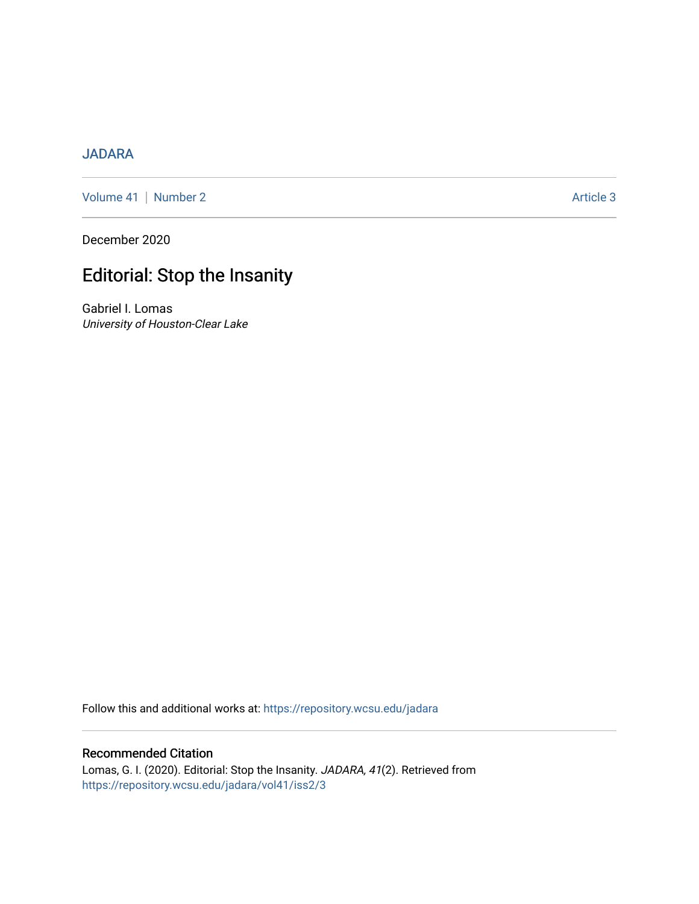JADARA

Volume 41 | Number 2 | Article 3

December 2020

# Editorial: Stop the Insanity

Gabriel I. Lomas
*University of Houston-Clear Lake*

Follow this and additional works at: https://repository.wcsu.edu/jadara

## Recommended Citation

Lomas, G. I. (2020). Editorial: Stop the Insanity. *JADARA, 41*(2). Retrieved from https://repository.wcsu.edu/jadara/vol41/iss2/3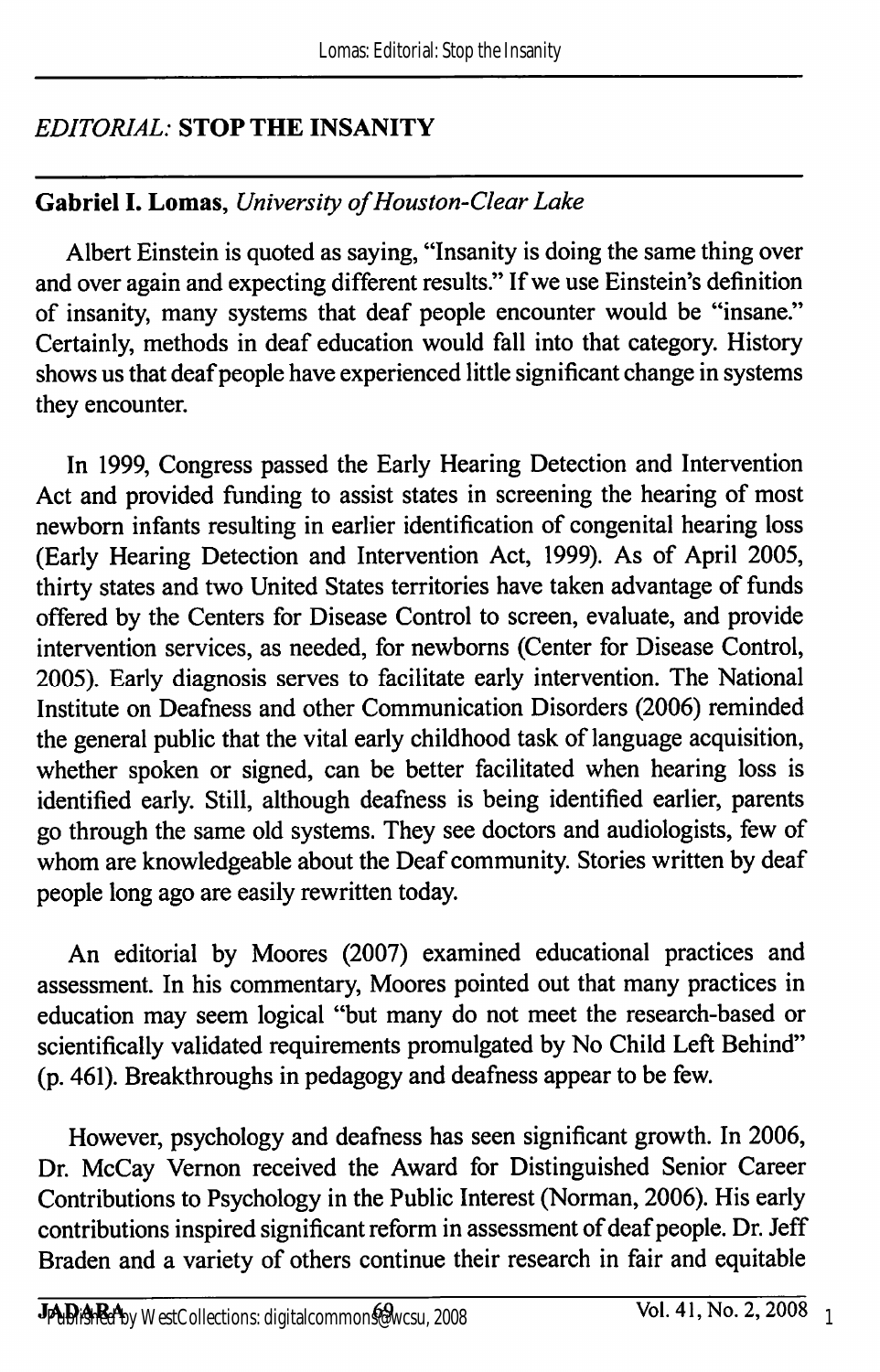*EDITORIAL:* **STOP THE INSANITY**

**Gabriel I. Lomas,** *University of Houston-Clear Lake*

Albert Einstein is quoted as saying, "Insanity is doing the same thing over and over again and expecting different results." If we use Einstein's definition of insanity, many systems that deaf people encounter would be "insane." Certainly, methods in deaf education would fall into that category. History shows us that deaf people have experienced little significant change in systems they encounter.

In 1999, Congress passed the Early Hearing Detection and Intervention Act and provided funding to assist states in screening the hearing of most newborn infants resulting in earlier identification of congenital hearing loss (Early Hearing Detection and Intervention Act, 1999). As of April 2005, thirty states and two United States territories have taken advantage of funds offered by the Centers for Disease Control to screen, evaluate, and provide intervention services, as needed, for newborns (Center for Disease Control, 2005). Early diagnosis serves to facilitate early intervention. The National Institute on Deafness and other Communication Disorders (2006) reminded the general public that the vital early childhood task of language acquisition, whether spoken or signed, can be better facilitated when hearing loss is identified early. Still, although deafness is being identified earlier, parents go through the same old systems. They see doctors and audiologists, few of whom are knowledgeable about the Deaf community. Stories written by deaf people long ago are easily rewritten today.

An editorial by Moores (2007) examined educational practices and assessment. In his commentary, Moores pointed out that many practices in education may seem logical "but many do not meet the research-based or scientifically validated requirements promulgated by No Child Left Behind" (p. 461). Breakthroughs in pedagogy and deafness appear to be few.

However, psychology and deafness has seen significant growth. In 2006, Dr. McCay Vernon received the Award for Distinguished Senior Career Contributions to Psychology in the Public Interest (Norman, 2006). His early contributions inspired significant reform in assessment of deaf people. Dr. Jeff Braden and a variety of others continue their research in fair and equitable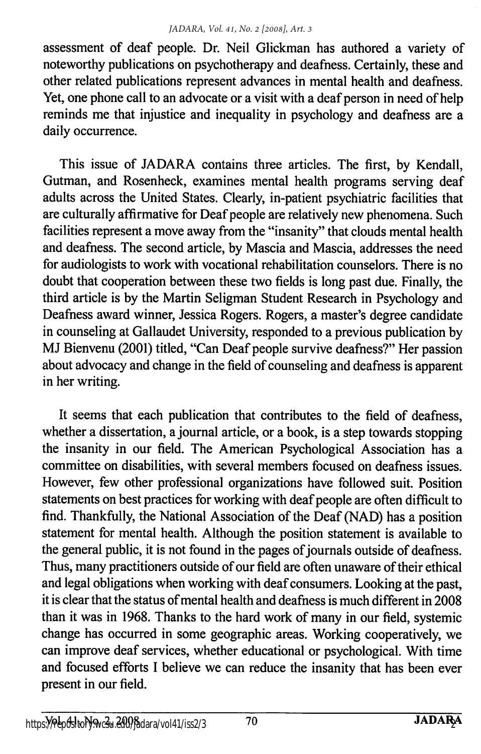assessment of deaf people. Dr. Neil Glickman has authored a variety of noteworthy publications on psychotherapy and deafness. Certainly, these and other related publications represent advances in mental health and deafness. Yet, one phone call to an advocate or a visit with a deaf person in need of help reminds me that injustice and inequality in psychology and deafness are a daily occurrence.

This issue of JADARA contains three articles. The first, by Kendall, Gutman, and Rosenheck, examines mental health programs serving deaf adults across the United States. Clearly, in-patient psychiatric facilities that are culturally affirmative for Deaf people are relatively new phenomena. Such facilities represent a move away from the "insanity" that clouds mental health and deafness. The second article, by Mascia and Mascia, addresses the need for audiologists to work with vocational rehabilitation counselors. There is no doubt that cooperation between these two fields is long past due. Finally, the third article is by the Martin Seligman Student Research in Psychology and Deafness award winner, Jessica Rogers. Rogers, a master's degree candidate in counseling at Gallaudet University, responded to a previous publication by MJ Bienvenu (2001) titled, "Can Deaf people survive deafness?" Her passion about advocacy and change in the field of counseling and deafness is apparent in her writing.

It seems that each publication that contributes to the field of deafness, whether a dissertation, a journal article, or a book, is a step towards stopping the insanity in our field. The American Psychological Association has a committee on disabilities, with several members focused on deafness issues. However, few other professional organizations have followed suit. Position statements on best practices for working with deaf people are often difficult to find. Thankfully, the National Association of the Deaf (NAD) has a position statement for mental health. Although the position statement is available to the general public, it is not found in the pages of journals outside of deafness. Thus, many practitioners outside of our field are often unaware of their ethical and legal obligations when working with deaf consumers. Looking at the past, it is clear that the status of mental health and deafness is much different in 2008 than it was in 1968. Thanks to the hard work of many in our field, systemic change has occurred in some geographic areas. Working cooperatively, we can improve deaf services, whether educational or psychological. With time and focused efforts I believe we can reduce the insanity that has been ever present in our field.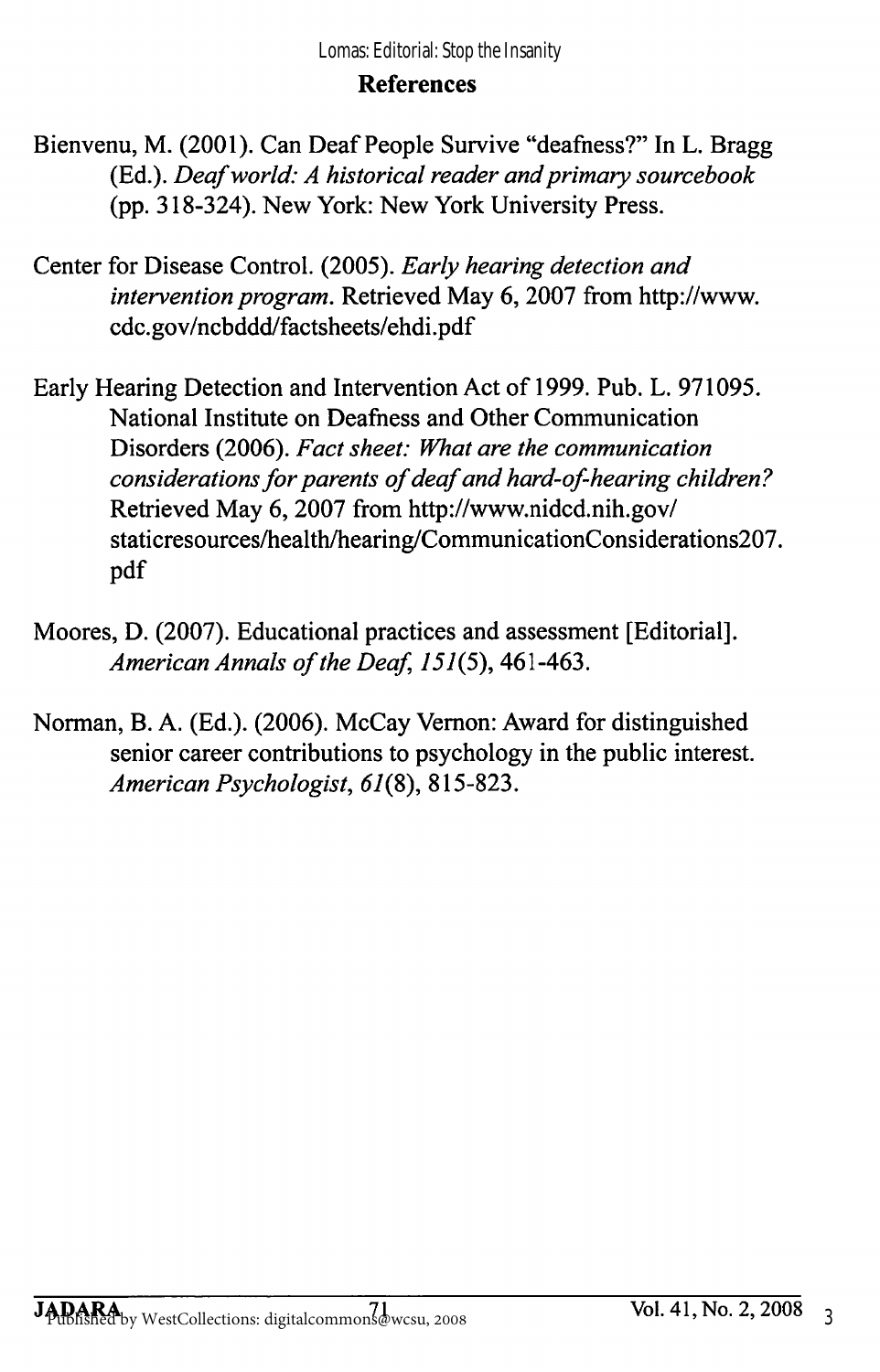## References

Bienvenu, M. (2001). Can Deaf People Survive "deafness?" In L. Bragg (Ed.). *Deaf world: A historical reader and primary sourcebook* (pp. 318-324). New York: New York University Press.

Center for Disease Control. (2005). *Early hearing detection and intervention program.* Retrieved May 6, 2007 from http://www.cdc.gov/ncbddd/factsheets/ehdi.pdf

Early Hearing Detection and Intervention Act of 1999. Pub. L. 971095. National Institute on Deafness and Other Communication Disorders (2006). *Fact sheet: What are the communication considerations for parents of deaf and hard-of-hearing children?* Retrieved May 6, 2007 from http://www.nidcd.nih.gov/staticresources/health/hearing/CommunicationConsiderations207.pdf

Moores, D. (2007). Educational practices and assessment [Editorial]. *American Annals of the Deaf, 151*(5), 461-463.

Norman, B. A. (Ed.). (2006). McCay Vernon: Award for distinguished senior career contributions to psychology in the public interest. *American Psychologist, 61*(8), 815-823.